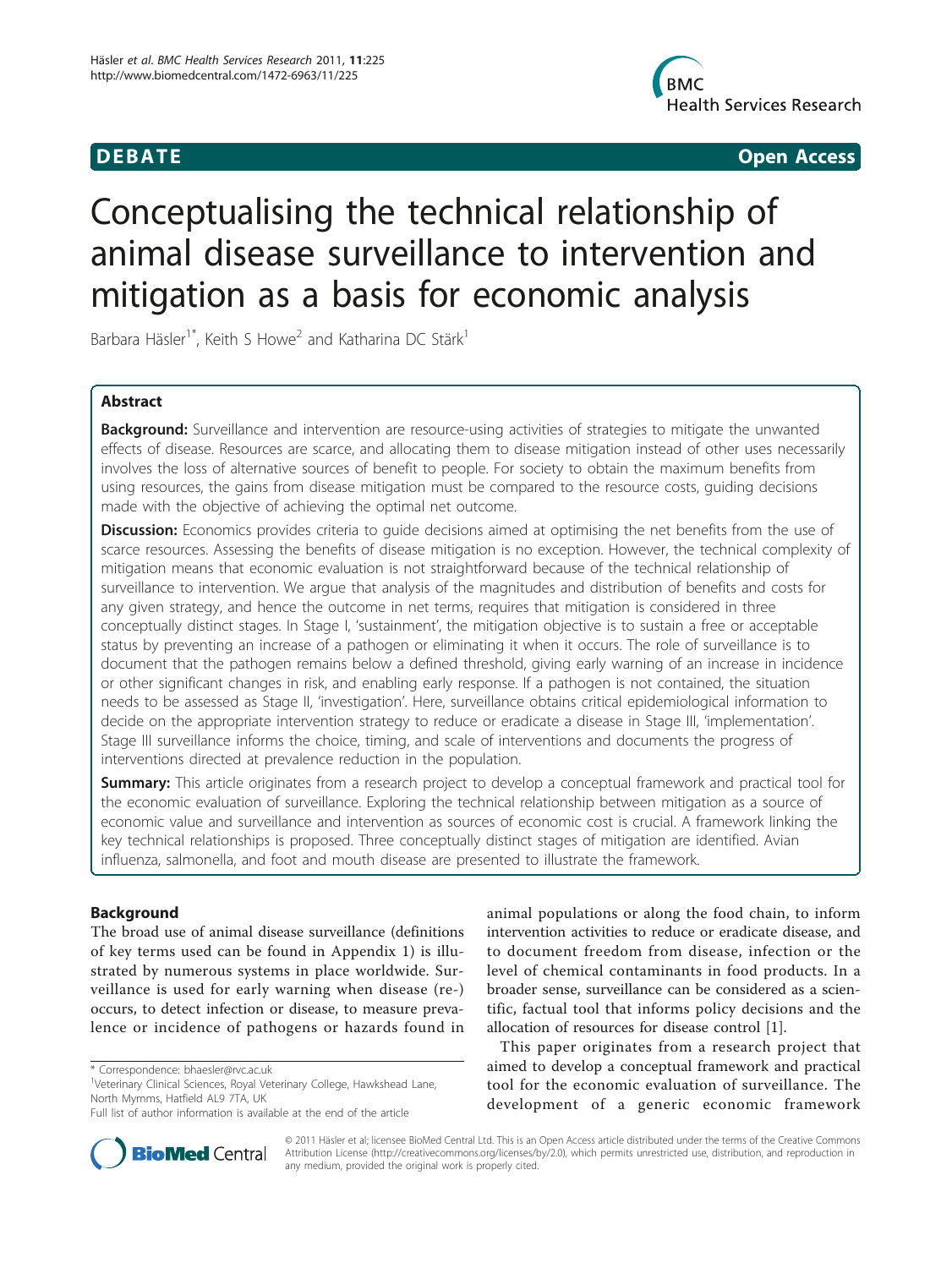**DEBATE** **Open Access**

# Conceptualising the technical relationship of animal disease surveillance to intervention and mitigation as a basis for economic analysis

Barbara Häsler[1*], Keith S Howe[2] and Katharina DC Stärk[1]

## Abstract

**Background:** Surveillance and intervention are resource-using activities of strategies to mitigate the unwanted effects of disease. Resources are scarce, and allocating them to disease mitigation instead of other uses necessarily involves the loss of alternative sources of benefit to people. For society to obtain the maximum benefits from using resources, the gains from disease mitigation must be compared to the resource costs, guiding decisions made with the objective of achieving the optimal net outcome.

**Discussion:** Economics provides criteria to guide decisions aimed at optimising the net benefits from the use of scarce resources. Assessing the benefits of disease mitigation is no exception. However, the technical complexity of mitigation means that economic evaluation is not straightforward because of the technical relationship of surveillance to intervention. We argue that analysis of the magnitudes and distribution of benefits and costs for any given strategy, and hence the outcome in net terms, requires that mitigation is considered in three conceptually distinct stages. In Stage I, 'sustainment', the mitigation objective is to sustain a free or acceptable status by preventing an increase of a pathogen or eliminating it when it occurs. The role of surveillance is to document that the pathogen remains below a defined threshold, giving early warning of an increase in incidence or other significant changes in risk, and enabling early response. If a pathogen is not contained, the situation needs to be assessed as Stage II, 'investigation'. Here, surveillance obtains critical epidemiological information to decide on the appropriate intervention strategy to reduce or eradicate a disease in Stage III, 'implementation'. Stage III surveillance informs the choice, timing, and scale of interventions and documents the progress of interventions directed at prevalence reduction in the population.

**Summary:** This article originates from a research project to develop a conceptual framework and practical tool for the economic evaluation of surveillance. Exploring the technical relationship between mitigation as a source of economic value and surveillance and intervention as sources of economic cost is crucial. A framework linking the key technical relationships is proposed. Three conceptually distinct stages of mitigation are identified. Avian influenza, salmonella, and foot and mouth disease are presented to illustrate the framework.

## Background

The broad use of animal disease surveillance (definitions of key terms used can be found in Appendix 1) is illustrated by numerous systems in place worldwide. Surveillance is used for early warning when disease (re-) occurs, to detect infection or disease, to measure prevalence or incidence of pathogens or hazards found in animal populations or along the food chain, to inform intervention activities to reduce or eradicate disease, and to document freedom from disease, infection or the level of chemical contaminants in food products. In a broader sense, surveillance can be considered as a scientific, factual tool that informs policy decisions and the allocation of resources for disease control [1].

This paper originates from a research project that aimed to develop a conceptual framework and practical tool for the economic evaluation of surveillance. The development of a generic economic framework

\* Correspondence: bhaesler@rvc.ac.uk
[1]Veterinary Clinical Sciences, Royal Veterinary College, Hawkshead Lane, North Mymms, Hatfield AL9 7TA, UK
Full list of author information is available at the end of the article

© 2011 Häsler et al; licensee BioMed Central Ltd. This is an Open Access article distributed under the terms of the Creative Commons Attribution License (http://creativecommons.org/licenses/by/2.0), which permits unrestricted use, distribution, and reproduction in any medium, provided the original work is properly cited.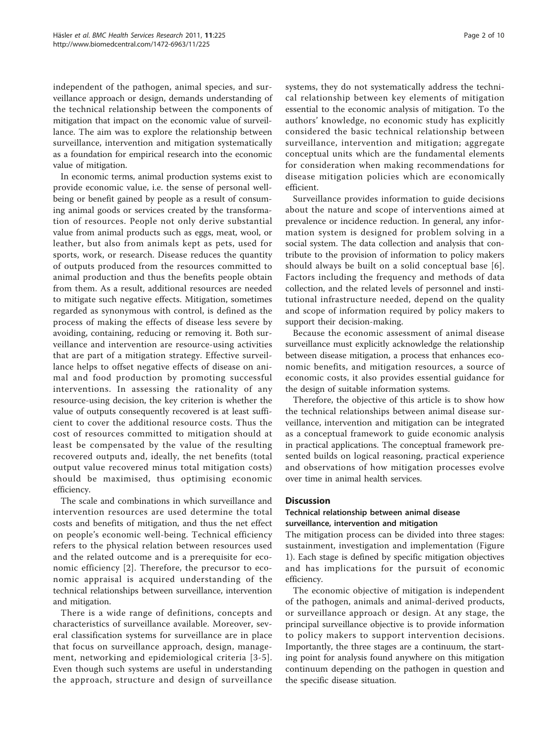independent of the pathogen, animal species, and surveillance approach or design, demands understanding of the technical relationship between the components of mitigation that impact on the economic value of surveillance. The aim was to explore the relationship between surveillance, intervention and mitigation systematically as a foundation for empirical research into the economic value of mitigation.

In economic terms, animal production systems exist to provide economic value, i.e. the sense of personal wellbeing or benefit gained by people as a result of consuming animal goods or services created by the transformation of resources. People not only derive substantial value from animal products such as eggs, meat, wool, or leather, but also from animals kept as pets, used for sports, work, or research. Disease reduces the quantity of outputs produced from the resources committed to animal production and thus the benefits people obtain from them. As a result, additional resources are needed to mitigate such negative effects. Mitigation, sometimes regarded as synonymous with control, is defined as the process of making the effects of disease less severe by avoiding, containing, reducing or removing it. Both surveillance and intervention are resource-using activities that are part of a mitigation strategy. Effective surveillance helps to offset negative effects of disease on animal and food production by promoting successful interventions. In assessing the rationality of any resource-using decision, the key criterion is whether the value of outputs consequently recovered is at least sufficient to cover the additional resource costs. Thus the cost of resources committed to mitigation should at least be compensated by the value of the resulting recovered outputs and, ideally, the net benefits (total output value recovered minus total mitigation costs) should be maximised, thus optimising economic efficiency.

The scale and combinations in which surveillance and intervention resources are used determine the total costs and benefits of mitigation, and thus the net effect on people's economic well-being. Technical efficiency refers to the physical relation between resources used and the related outcome and is a prerequisite for economic efficiency [2]. Therefore, the precursor to economic appraisal is acquired understanding of the technical relationships between surveillance, intervention and mitigation.

There is a wide range of definitions, concepts and characteristics of surveillance available. Moreover, several classification systems for surveillance are in place that focus on surveillance approach, design, management, networking and epidemiological criteria [3-5]. Even though such systems are useful in understanding the approach, structure and design of surveillance systems, they do not systematically address the technical relationship between key elements of mitigation essential to the economic analysis of mitigation. To the authors' knowledge, no economic study has explicitly considered the basic technical relationship between surveillance, intervention and mitigation; aggregate conceptual units which are the fundamental elements for consideration when making recommendations for disease mitigation policies which are economically efficient.

Surveillance provides information to guide decisions about the nature and scope of interventions aimed at prevalence or incidence reduction. In general, any information system is designed for problem solving in a social system. The data collection and analysis that contribute to the provision of information to policy makers should always be built on a solid conceptual base [6]. Factors including the frequency and methods of data collection, and the related levels of personnel and institutional infrastructure needed, depend on the quality and scope of information required by policy makers to support their decision-making.

Because the economic assessment of animal disease surveillance must explicitly acknowledge the relationship between disease mitigation, a process that enhances economic benefits, and mitigation resources, a source of economic costs, it also provides essential guidance for the design of suitable information systems.

Therefore, the objective of this article is to show how the technical relationships between animal disease surveillance, intervention and mitigation can be integrated as a conceptual framework to guide economic analysis in practical applications. The conceptual framework presented builds on logical reasoning, practical experience and observations of how mitigation processes evolve over time in animal health services.

## Discussion

### Technical relationship between animal disease surveillance, intervention and mitigation

The mitigation process can be divided into three stages: sustainment, investigation and implementation (Figure 1). Each stage is defined by specific mitigation objectives and has implications for the pursuit of economic efficiency.

The economic objective of mitigation is independent of the pathogen, animals and animal-derived products, or surveillance approach or design. At any stage, the principal surveillance objective is to provide information to policy makers to support intervention decisions. Importantly, the three stages are a continuum, the starting point for analysis found anywhere on this mitigation continuum depending on the pathogen in question and the specific disease situation.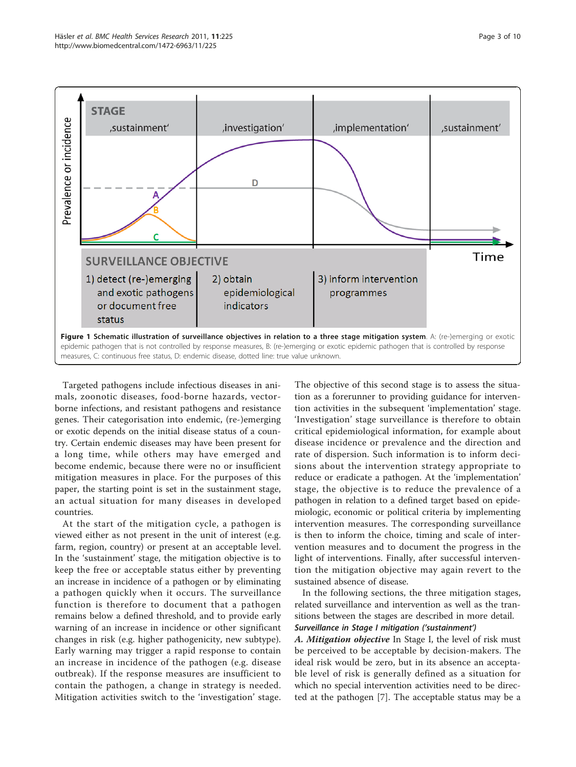STAGE

‚sustainment'

‚investigation'

‚implementation'

‚sustainment'

Prevalence or incidence

A

B

C

D

Time

SURVEILLANCE OBJECTIVE

1) detect (re-)emerging and exotic pathogens or document free status

2) obtain epidemiological indicators

3) inform intervention programmes

**Figure 1 Schematic illustration of surveillance objectives in relation to a three stage mitigation system**. A: (re-)emerging or exotic epidemic pathogen that is not controlled by response measures, B: (re-)emerging or exotic epidemic pathogen that is controlled by response measures, C: continuous free status, D: endemic disease, dotted line: true value unknown.

Targeted pathogens include infectious diseases in animals, zoonotic diseases, food-borne hazards, vector-borne infections, and resistant pathogens and resistance genes. Their categorisation into endemic, (re-)emerging or exotic depends on the initial disease status of a country. Certain endemic diseases may have been present for a long time, while others may have emerged and become endemic, because there were no or insufficient mitigation measures in place. For the purposes of this paper, the starting point is set in the sustainment stage, an actual situation for many diseases in developed countries.

At the start of the mitigation cycle, a pathogen is viewed either as not present in the unit of interest (e.g. farm, region, country) or present at an acceptable level. In the 'sustainment' stage, the mitigation objective is to keep the free or acceptable status either by preventing an increase in incidence of a pathogen or by eliminating a pathogen quickly when it occurs. The surveillance function is therefore to document that a pathogen remains below a defined threshold, and to provide early warning of an increase in incidence or other significant changes in risk (e.g. higher pathogenicity, new subtype). Early warning may trigger a rapid response to contain an increase in incidence of the pathogen (e.g. disease outbreak). If the response measures are insufficient to contain the pathogen, a change in strategy is needed. Mitigation activities switch to the 'investigation' stage. The objective of this second stage is to assess the situation as a forerunner to providing guidance for intervention activities in the subsequent 'implementation' stage. 'Investigation' stage surveillance is therefore to obtain critical epidemiological information, for example about disease incidence or prevalence and the direction and rate of dispersion. Such information is to inform decisions about the intervention strategy appropriate to reduce or eradicate a pathogen. At the 'implementation' stage, the objective is to reduce the prevalence of a pathogen in relation to a defined target based on epidemiologic, economic or political criteria by implementing intervention measures. The corresponding surveillance is then to inform the choice, timing and scale of intervention measures and to document the progress in the light of interventions. Finally, after successful intervention the mitigation objective may again revert to the sustained absence of disease.

In the following sections, the three mitigation stages, related surveillance and intervention as well as the transitions between the stages are described in more detail.

### Surveillance in Stage I mitigation ('sustainment')

***A. Mitigation objective*** In Stage I, the level of risk must be perceived to be acceptable by decision-makers. The ideal risk would be zero, but in its absence an acceptable level of risk is generally defined as a situation for which no special intervention activities need to be directed at the pathogen [7]. The acceptable status may be a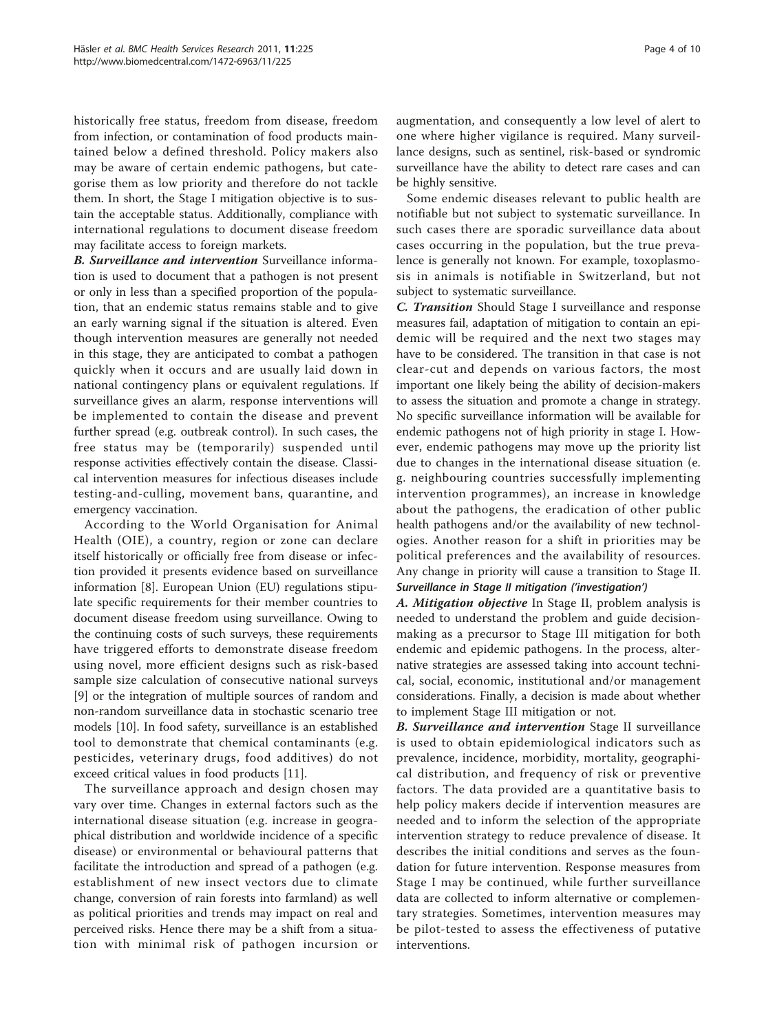historically free status, freedom from disease, freedom from infection, or contamination of food products maintained below a defined threshold. Policy makers also may be aware of certain endemic pathogens, but categorise them as low priority and therefore do not tackle them. In short, the Stage I mitigation objective is to sustain the acceptable status. Additionally, compliance with international regulations to document disease freedom may facilitate access to foreign markets.

***B. Surveillance and intervention*** Surveillance information is used to document that a pathogen is not present or only in less than a specified proportion of the population, that an endemic status remains stable and to give an early warning signal if the situation is altered. Even though intervention measures are generally not needed in this stage, they are anticipated to combat a pathogen quickly when it occurs and are usually laid down in national contingency plans or equivalent regulations. If surveillance gives an alarm, response interventions will be implemented to contain the disease and prevent further spread (e.g. outbreak control). In such cases, the free status may be (temporarily) suspended until response activities effectively contain the disease. Classical intervention measures for infectious diseases include testing-and-culling, movement bans, quarantine, and emergency vaccination.

According to the World Organisation for Animal Health (OIE), a country, region or zone can declare itself historically or officially free from disease or infection provided it presents evidence based on surveillance information [8]. European Union (EU) regulations stipulate specific requirements for their member countries to document disease freedom using surveillance. Owing to the continuing costs of such surveys, these requirements have triggered efforts to demonstrate disease freedom using novel, more efficient designs such as risk-based sample size calculation of consecutive national surveys [9] or the integration of multiple sources of random and non-random surveillance data in stochastic scenario tree models [10]. In food safety, surveillance is an established tool to demonstrate that chemical contaminants (e.g. pesticides, veterinary drugs, food additives) do not exceed critical values in food products [11].

The surveillance approach and design chosen may vary over time. Changes in external factors such as the international disease situation (e.g. increase in geographical distribution and worldwide incidence of a specific disease) or environmental or behavioural patterns that facilitate the introduction and spread of a pathogen (e.g. establishment of new insect vectors due to climate change, conversion of rain forests into farmland) as well as political priorities and trends may impact on real and perceived risks. Hence there may be a shift from a situation with minimal risk of pathogen incursion or augmentation, and consequently a low level of alert to one where higher vigilance is required. Many surveillance designs, such as sentinel, risk-based or syndromic surveillance have the ability to detect rare cases and can be highly sensitive.

Some endemic diseases relevant to public health are notifiable but not subject to systematic surveillance. In such cases there are sporadic surveillance data about cases occurring in the population, but the true prevalence is generally not known. For example, toxoplasmosis in animals is notifiable in Switzerland, but not subject to systematic surveillance.

***C. Transition*** Should Stage I surveillance and response measures fail, adaptation of mitigation to contain an epidemic will be required and the next two stages may have to be considered. The transition in that case is not clear-cut and depends on various factors, the most important one likely being the ability of decision-makers to assess the situation and promote a change in strategy. No specific surveillance information will be available for endemic pathogens not of high priority in stage I. However, endemic pathogens may move up the priority list due to changes in the international disease situation (e.g. neighbouring countries successfully implementing intervention programmes), an increase in knowledge about the pathogens, the eradication of other public health pathogens and/or the availability of new technologies. Another reason for a shift in priorities may be political preferences and the availability of resources. Any change in priority will cause a transition to Stage II.

#### *Surveillance in Stage II mitigation ('investigation')*

***A. Mitigation objective*** In Stage II, problem analysis is needed to understand the problem and guide decision-making as a precursor to Stage III mitigation for both endemic and epidemic pathogens. In the process, alternative strategies are assessed taking into account technical, social, economic, institutional and/or management considerations. Finally, a decision is made about whether to implement Stage III mitigation or not.

***B. Surveillance and intervention*** Stage II surveillance is used to obtain epidemiological indicators such as prevalence, incidence, morbidity, mortality, geographical distribution, and frequency of risk or preventive factors. The data provided are a quantitative basis to help policy makers decide if intervention measures are needed and to inform the selection of the appropriate intervention strategy to reduce prevalence of disease. It describes the initial conditions and serves as the foundation for future intervention. Response measures from Stage I may be continued, while further surveillance data are collected to inform alternative or complementary strategies. Sometimes, intervention measures may be pilot-tested to assess the effectiveness of putative interventions.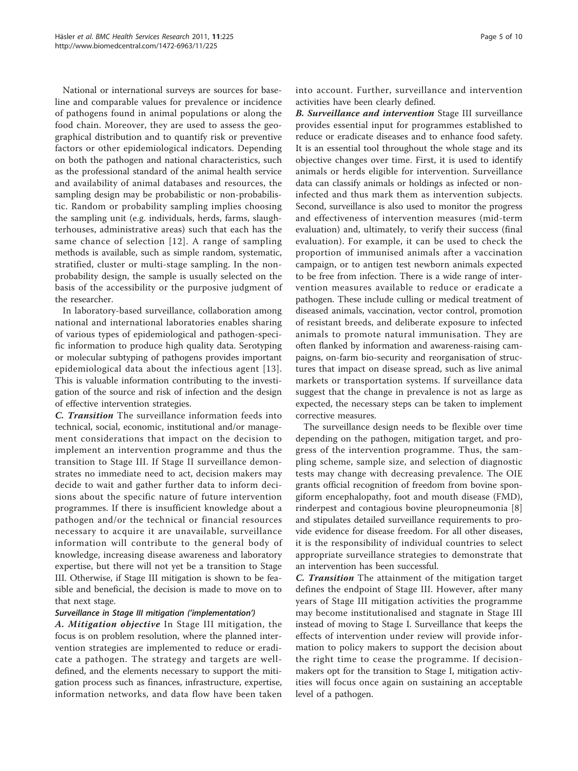National or international surveys are sources for baseline and comparable values for prevalence or incidence of pathogens found in animal populations or along the food chain. Moreover, they are used to assess the geographical distribution and to quantify risk or preventive factors or other epidemiological indicators. Depending on both the pathogen and national characteristics, such as the professional standard of the animal health service and availability of animal databases and resources, the sampling design may be probabilistic or non-probabilistic. Random or probability sampling implies choosing the sampling unit (e.g. individuals, herds, farms, slaughterhouses, administrative areas) such that each has the same chance of selection [12]. A range of sampling methods is available, such as simple random, systematic, stratified, cluster or multi-stage sampling. In the non-probability design, the sample is usually selected on the basis of the accessibility or the purposive judgment of the researcher.

In laboratory-based surveillance, collaboration among national and international laboratories enables sharing of various types of epidemiological and pathogen-specific information to produce high quality data. Serotyping or molecular subtyping of pathogens provides important epidemiological data about the infectious agent [13]. This is valuable information contributing to the investigation of the source and risk of infection and the design of effective intervention strategies.

***C. Transition*** The surveillance information feeds into technical, social, economic, institutional and/or management considerations that impact on the decision to implement an intervention programme and thus the transition to Stage III. If Stage II surveillance demonstrates no immediate need to act, decision makers may decide to wait and gather further data to inform decisions about the specific nature of future intervention programmes. If there is insufficient knowledge about a pathogen and/or the technical or financial resources necessary to acquire it are unavailable, surveillance information will contribute to the general body of knowledge, increasing disease awareness and laboratory expertise, but there will not yet be a transition to Stage III. Otherwise, if Stage III mitigation is shown to be feasible and beneficial, the decision is made to move on to that next stage.

#### *Surveillance in Stage III mitigation ('implementation')*

***A. Mitigation objective*** In Stage III mitigation, the focus is on problem resolution, where the planned intervention strategies are implemented to reduce or eradicate a pathogen. The strategy and targets are well-defined, and the elements necessary to support the mitigation process such as finances, infrastructure, expertise, information networks, and data flow have been taken into account. Further, surveillance and intervention activities have been clearly defined.

***B. Surveillance and intervention*** Stage III surveillance provides essential input for programmes established to reduce or eradicate diseases and to enhance food safety. It is an essential tool throughout the whole stage and its objective changes over time. First, it is used to identify animals or herds eligible for intervention. Surveillance data can classify animals or holdings as infected or non-infected and thus mark them as intervention subjects. Second, surveillance is also used to monitor the progress and effectiveness of intervention measures (mid-term evaluation) and, ultimately, to verify their success (final evaluation). For example, it can be used to check the proportion of immunised animals after a vaccination campaign, or to antigen test newborn animals expected to be free from infection. There is a wide range of intervention measures available to reduce or eradicate a pathogen. These include culling or medical treatment of diseased animals, vaccination, vector control, promotion of resistant breeds, and deliberate exposure to infected animals to promote natural immunisation. They are often flanked by information and awareness-raising campaigns, on-farm bio-security and reorganisation of structures that impact on disease spread, such as live animal markets or transportation systems. If surveillance data suggest that the change in prevalence is not as large as expected, the necessary steps can be taken to implement corrective measures.

The surveillance design needs to be flexible over time depending on the pathogen, mitigation target, and progress of the intervention programme. Thus, the sampling scheme, sample size, and selection of diagnostic tests may change with decreasing prevalence. The OIE grants official recognition of freedom from bovine spongiform encephalopathy, foot and mouth disease (FMD), rinderpest and contagious bovine pleuropneumonia [8] and stipulates detailed surveillance requirements to provide evidence for disease freedom. For all other diseases, it is the responsibility of individual countries to select appropriate surveillance strategies to demonstrate that an intervention has been successful.

***C. Transition*** The attainment of the mitigation target defines the endpoint of Stage III. However, after many years of Stage III mitigation activities the programme may become institutionalised and stagnate in Stage III instead of moving to Stage I. Surveillance that keeps the effects of intervention under review will provide information to policy makers to support the decision about the right time to cease the programme. If decision-makers opt for the transition to Stage I, mitigation activities will focus once again on sustaining an acceptable level of a pathogen.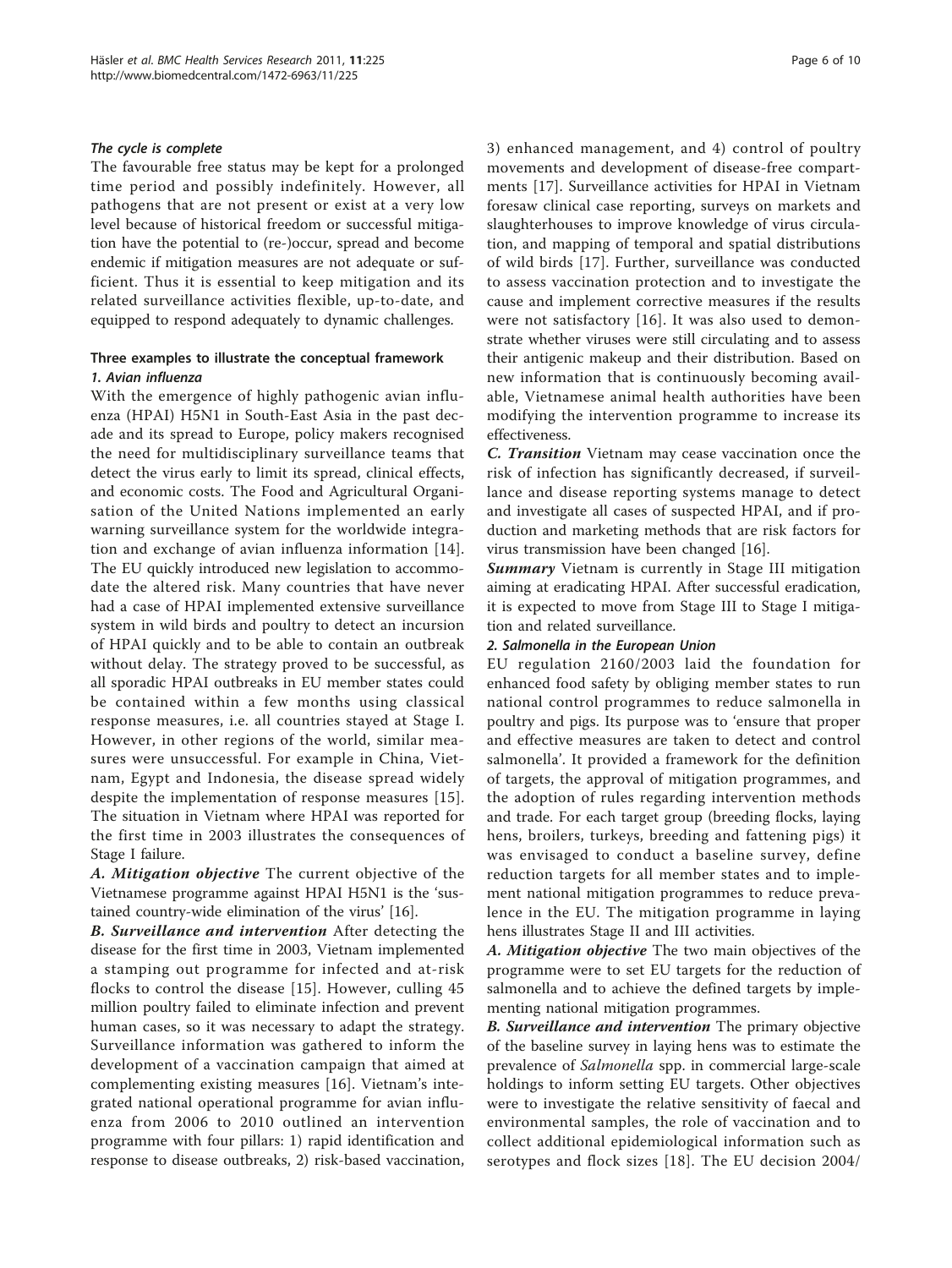#### *The cycle is complete*

The favourable free status may be kept for a prolonged time period and possibly indefinitely. However, all pathogens that are not present or exist at a very low level because of historical freedom or successful mitigation have the potential to (re-)occur, spread and become endemic if mitigation measures are not adequate or sufficient. Thus it is essential to keep mitigation and its related surveillance activities flexible, up-to-date, and equipped to respond adequately to dynamic challenges.

### Three examples to illustrate the conceptual framework

#### *1. Avian influenza*

With the emergence of highly pathogenic avian influenza (HPAI) H5N1 in South-East Asia in the past decade and its spread to Europe, policy makers recognised the need for multidisciplinary surveillance teams that detect the virus early to limit its spread, clinical effects, and economic costs. The Food and Agricultural Organisation of the United Nations implemented an early warning surveillance system for the worldwide integration and exchange of avian influenza information [14]. The EU quickly introduced new legislation to accommodate the altered risk. Many countries that have never had a case of HPAI implemented extensive surveillance system in wild birds and poultry to detect an incursion of HPAI quickly and to be able to contain an outbreak without delay. The strategy proved to be successful, as all sporadic HPAI outbreaks in EU member states could be contained within a few months using classical response measures, i.e. all countries stayed at Stage I. However, in other regions of the world, similar measures were unsuccessful. For example in China, Vietnam, Egypt and Indonesia, the disease spread widely despite the implementation of response measures [15]. The situation in Vietnam where HPAI was reported for the first time in 2003 illustrates the consequences of Stage I failure.

***A. Mitigation objective*** The current objective of the Vietnamese programme against HPAI H5N1 is the 'sustained country-wide elimination of the virus' [16].

***B. Surveillance and intervention*** After detecting the disease for the first time in 2003, Vietnam implemented a stamping out programme for infected and at-risk flocks to control the disease [15]. However, culling 45 million poultry failed to eliminate infection and prevent human cases, so it was necessary to adapt the strategy. Surveillance information was gathered to inform the development of a vaccination campaign that aimed at complementing existing measures [16]. Vietnam's integrated national operational programme for avian influenza from 2006 to 2010 outlined an intervention programme with four pillars: 1) rapid identification and response to disease outbreaks, 2) risk-based vaccination, 3) enhanced management, and 4) control of poultry movements and development of disease-free compartments [17]. Surveillance activities for HPAI in Vietnam foresaw clinical case reporting, surveys on markets and slaughterhouses to improve knowledge of virus circulation, and mapping of temporal and spatial distributions of wild birds [17]. Further, surveillance was conducted to assess vaccination protection and to investigate the cause and implement corrective measures if the results were not satisfactory [16]. It was also used to demonstrate whether viruses were still circulating and to assess their antigenic makeup and their distribution. Based on new information that is continuously becoming available, Vietnamese animal health authorities have been modifying the intervention programme to increase its effectiveness.

***C. Transition*** Vietnam may cease vaccination once the risk of infection has significantly decreased, if surveillance and disease reporting systems manage to detect and investigate all cases of suspected HPAI, and if production and marketing methods that are risk factors for virus transmission have been changed [16].

***Summary*** Vietnam is currently in Stage III mitigation aiming at eradicating HPAI. After successful eradication, it is expected to move from Stage III to Stage I mitigation and related surveillance.

#### *2. Salmonella in the European Union*

EU regulation 2160/2003 laid the foundation for enhanced food safety by obliging member states to run national control programmes to reduce salmonella in poultry and pigs. Its purpose was to 'ensure that proper and effective measures are taken to detect and control salmonella'. It provided a framework for the definition of targets, the approval of mitigation programmes, and the adoption of rules regarding intervention methods and trade. For each target group (breeding flocks, laying hens, broilers, turkeys, breeding and fattening pigs) it was envisaged to conduct a baseline survey, define reduction targets for all member states and to implement national mitigation programmes to reduce prevalence in the EU. The mitigation programme in laying hens illustrates Stage II and III activities.

***A. Mitigation objective*** The two main objectives of the programme were to set EU targets for the reduction of salmonella and to achieve the defined targets by implementing national mitigation programmes.

***B. Surveillance and intervention*** The primary objective of the baseline survey in laying hens was to estimate the prevalence of *Salmonella* spp. in commercial large-scale holdings to inform setting EU targets. Other objectives were to investigate the relative sensitivity of faecal and environmental samples, the role of vaccination and to collect additional epidemiological information such as serotypes and flock sizes [18]. The EU decision 2004/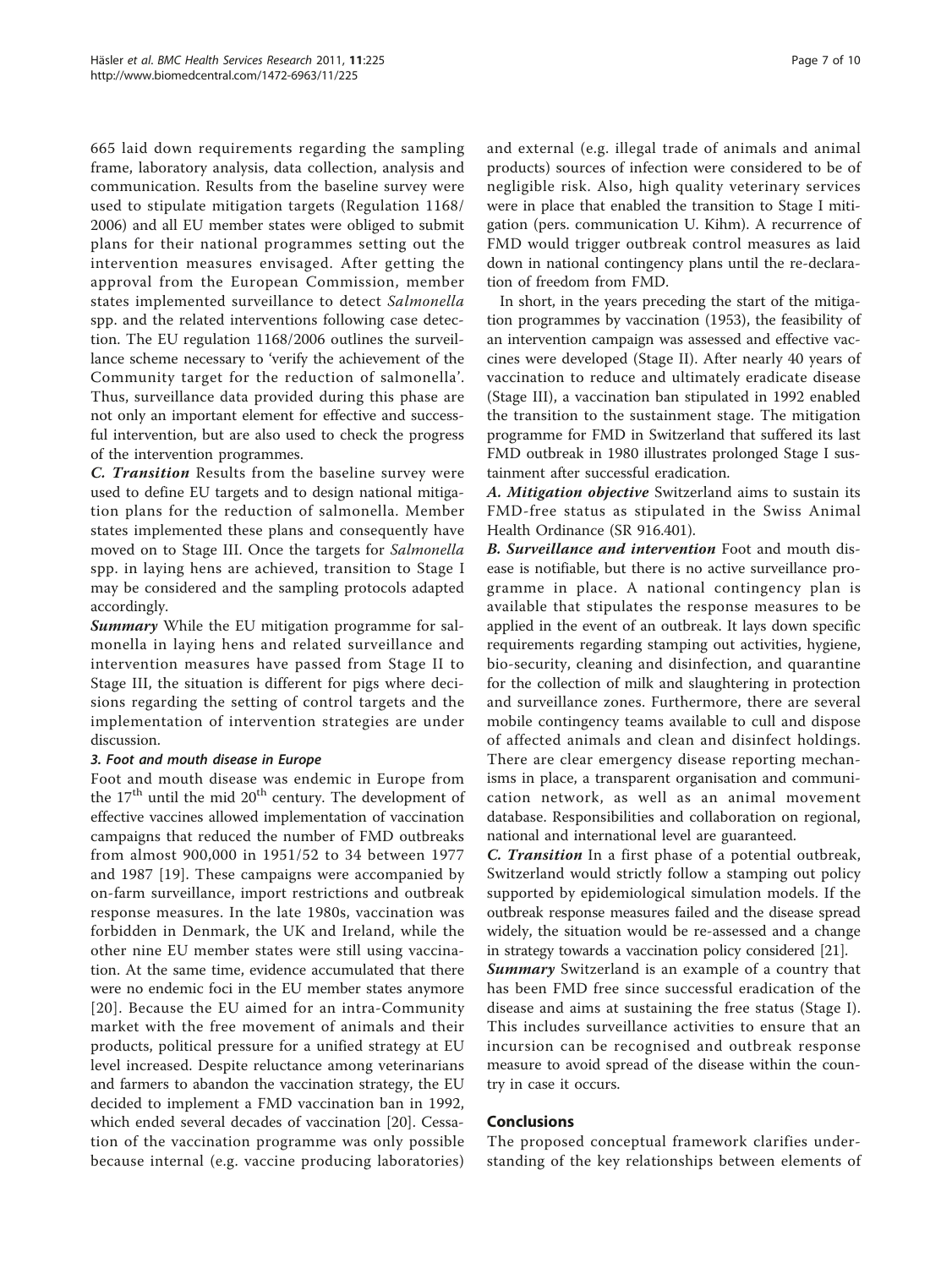665 laid down requirements regarding the sampling frame, laboratory analysis, data collection, analysis and communication. Results from the baseline survey were used to stipulate mitigation targets (Regulation 1168/2006) and all EU member states were obliged to submit plans for their national programmes setting out the intervention measures envisaged. After getting the approval from the European Commission, member states implemented surveillance to detect *Salmonella* spp. and the related interventions following case detection. The EU regulation 1168/2006 outlines the surveillance scheme necessary to 'verify the achievement of the Community target for the reduction of salmonella'. Thus, surveillance data provided during this phase are not only an important element for effective and successful intervention, but are also used to check the progress of the intervention programmes.

***C. Transition*** Results from the baseline survey were used to define EU targets and to design national mitigation plans for the reduction of salmonella. Member states implemented these plans and consequently have moved on to Stage III. Once the targets for *Salmonella* spp. in laying hens are achieved, transition to Stage I may be considered and the sampling protocols adapted accordingly.

***Summary*** While the EU mitigation programme for salmonella in laying hens and related surveillance and intervention measures have passed from Stage II to Stage III, the situation is different for pigs where decisions regarding the setting of control targets and the implementation of intervention strategies are under discussion.

#### *3. Foot and mouth disease in Europe*

Foot and mouth disease was endemic in Europe from the 17th until the mid 20th century. The development of effective vaccines allowed implementation of vaccination campaigns that reduced the number of FMD outbreaks from almost 900,000 in 1951/52 to 34 between 1977 and 1987 [19]. These campaigns were accompanied by on-farm surveillance, import restrictions and outbreak response measures. In the late 1980s, vaccination was forbidden in Denmark, the UK and Ireland, while the other nine EU member states were still using vaccination. At the same time, evidence accumulated that there were no endemic foci in the EU member states anymore [20]. Because the EU aimed for an intra-Community market with the free movement of animals and their products, political pressure for a unified strategy at EU level increased. Despite reluctance among veterinarians and farmers to abandon the vaccination strategy, the EU decided to implement a FMD vaccination ban in 1992, which ended several decades of vaccination [20]. Cessation of the vaccination programme was only possible because internal (e.g. vaccine producing laboratories) and external (e.g. illegal trade of animals and animal products) sources of infection were considered to be of negligible risk. Also, high quality veterinary services were in place that enabled the transition to Stage I mitigation (pers. communication U. Kihm). A recurrence of FMD would trigger outbreak control measures as laid down in national contingency plans until the re-declaration of freedom from FMD.

In short, in the years preceding the start of the mitigation programmes by vaccination (1953), the feasibility of an intervention campaign was assessed and effective vaccines were developed (Stage II). After nearly 40 years of vaccination to reduce and ultimately eradicate disease (Stage III), a vaccination ban stipulated in 1992 enabled the transition to the sustainment stage. The mitigation programme for FMD in Switzerland that suffered its last FMD outbreak in 1980 illustrates prolonged Stage I sustainment after successful eradication.

***A. Mitigation objective*** Switzerland aims to sustain its FMD-free status as stipulated in the Swiss Animal Health Ordinance (SR 916.401).

***B. Surveillance and intervention*** Foot and mouth disease is notifiable, but there is no active surveillance programme in place. A national contingency plan is available that stipulates the response measures to be applied in the event of an outbreak. It lays down specific requirements regarding stamping out activities, hygiene, bio-security, cleaning and disinfection, and quarantine for the collection of milk and slaughtering in protection and surveillance zones. Furthermore, there are several mobile contingency teams available to cull and dispose of affected animals and clean and disinfect holdings. There are clear emergency disease reporting mechanisms in place, a transparent organisation and communication network, as well as an animal movement database. Responsibilities and collaboration on regional, national and international level are guaranteed.

***C. Transition*** In a first phase of a potential outbreak, Switzerland would strictly follow a stamping out policy supported by epidemiological simulation models. If the outbreak response measures failed and the disease spread widely, the situation would be re-assessed and a change in strategy towards a vaccination policy considered [21].

***Summary*** Switzerland is an example of a country that has been FMD free since successful eradication of the disease and aims at sustaining the free status (Stage I). This includes surveillance activities to ensure that an incursion can be recognised and outbreak response measure to avoid spread of the disease within the country in case it occurs.

## Conclusions

The proposed conceptual framework clarifies understanding of the key relationships between elements of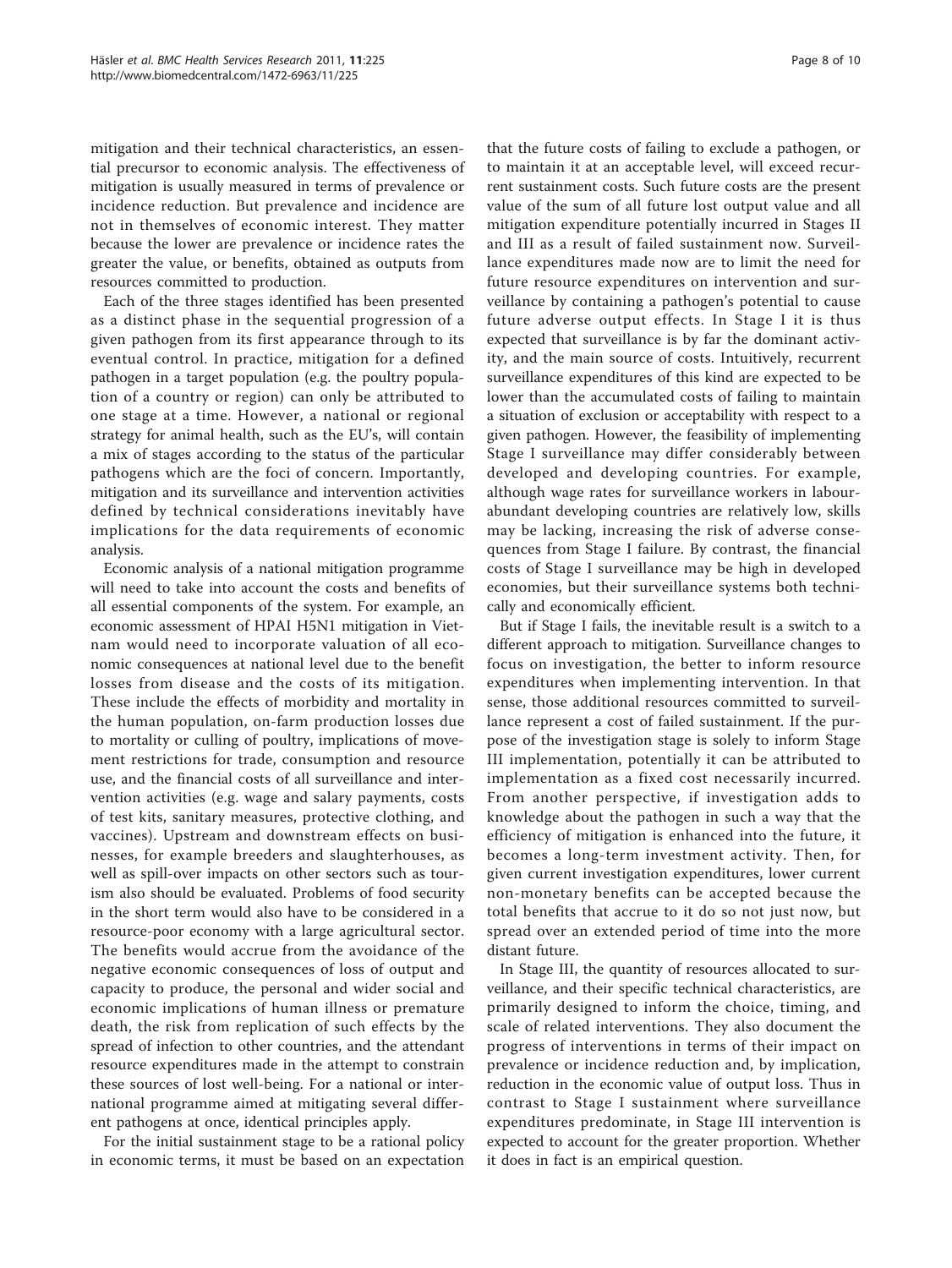mitigation and their technical characteristics, an essential precursor to economic analysis. The effectiveness of mitigation is usually measured in terms of prevalence or incidence reduction. But prevalence and incidence are not in themselves of economic interest. They matter because the lower are prevalence or incidence rates the greater the value, or benefits, obtained as outputs from resources committed to production.

Each of the three stages identified has been presented as a distinct phase in the sequential progression of a given pathogen from its first appearance through to its eventual control. In practice, mitigation for a defined pathogen in a target population (e.g. the poultry population of a country or region) can only be attributed to one stage at a time. However, a national or regional strategy for animal health, such as the EU's, will contain a mix of stages according to the status of the particular pathogens which are the foci of concern. Importantly, mitigation and its surveillance and intervention activities defined by technical considerations inevitably have implications for the data requirements of economic analysis.

Economic analysis of a national mitigation programme will need to take into account the costs and benefits of all essential components of the system. For example, an economic assessment of HPAI H5N1 mitigation in Vietnam would need to incorporate valuation of all economic consequences at national level due to the benefit losses from disease and the costs of its mitigation. These include the effects of morbidity and mortality in the human population, on-farm production losses due to mortality or culling of poultry, implications of movement restrictions for trade, consumption and resource use, and the financial costs of all surveillance and intervention activities (e.g. wage and salary payments, costs of test kits, sanitary measures, protective clothing, and vaccines). Upstream and downstream effects on businesses, for example breeders and slaughterhouses, as well as spill-over impacts on other sectors such as tourism also should be evaluated. Problems of food security in the short term would also have to be considered in a resource-poor economy with a large agricultural sector. The benefits would accrue from the avoidance of the negative economic consequences of loss of output and capacity to produce, the personal and wider social and economic implications of human illness or premature death, the risk from replication of such effects by the spread of infection to other countries, and the attendant resource expenditures made in the attempt to constrain these sources of lost well-being. For a national or international programme aimed at mitigating several different pathogens at once, identical principles apply.

For the initial sustainment stage to be a rational policy in economic terms, it must be based on an expectation that the future costs of failing to exclude a pathogen, or to maintain it at an acceptable level, will exceed recurrent sustainment costs. Such future costs are the present value of the sum of all future lost output value and all mitigation expenditure potentially incurred in Stages II and III as a result of failed sustainment now. Surveillance expenditures made now are to limit the need for future resource expenditures on intervention and surveillance by containing a pathogen's potential to cause future adverse output effects. In Stage I it is thus expected that surveillance is by far the dominant activity, and the main source of costs. Intuitively, recurrent surveillance expenditures of this kind are expected to be lower than the accumulated costs of failing to maintain a situation of exclusion or acceptability with respect to a given pathogen. However, the feasibility of implementing Stage I surveillance may differ considerably between developed and developing countries. For example, although wage rates for surveillance workers in labour-abundant developing countries are relatively low, skills may be lacking, increasing the risk of adverse consequences from Stage I failure. By contrast, the financial costs of Stage I surveillance may be high in developed economies, but their surveillance systems both technically and economically efficient.

But if Stage I fails, the inevitable result is a switch to a different approach to mitigation. Surveillance changes to focus on investigation, the better to inform resource expenditures when implementing intervention. In that sense, those additional resources committed to surveillance represent a cost of failed sustainment. If the purpose of the investigation stage is solely to inform Stage III implementation, potentially it can be attributed to implementation as a fixed cost necessarily incurred. From another perspective, if investigation adds to knowledge about the pathogen in such a way that the efficiency of mitigation is enhanced into the future, it becomes a long-term investment activity. Then, for given current investigation expenditures, lower current non-monetary benefits can be accepted because the total benefits that accrue to it do so not just now, but spread over an extended period of time into the more distant future.

In Stage III, the quantity of resources allocated to surveillance, and their specific technical characteristics, are primarily designed to inform the choice, timing, and scale of related interventions. They also document the progress of interventions in terms of their impact on prevalence or incidence reduction and, by implication, reduction in the economic value of output loss. Thus in contrast to Stage I sustainment where surveillance expenditures predominate, in Stage III intervention is expected to account for the greater proportion. Whether it does in fact is an empirical question.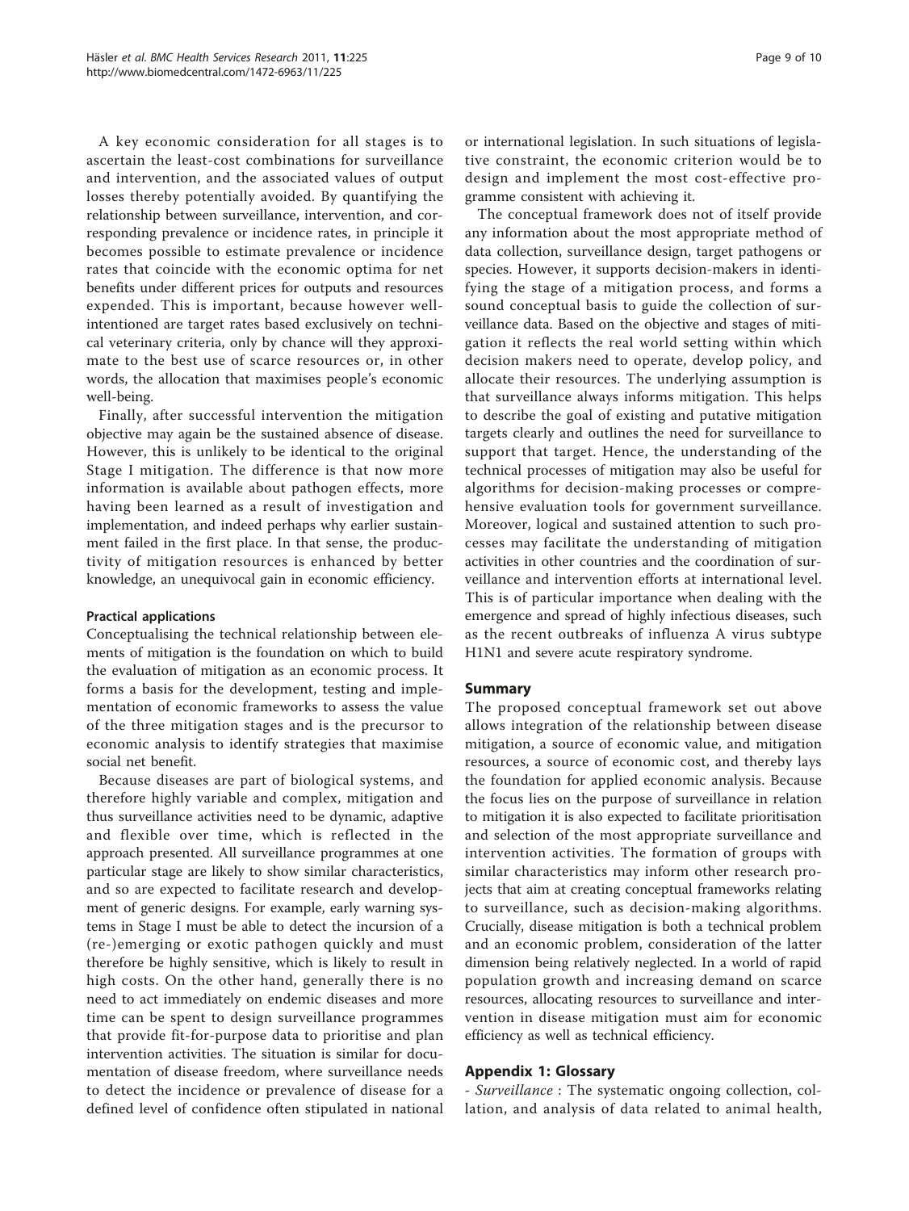A key economic consideration for all stages is to ascertain the least-cost combinations for surveillance and intervention, and the associated values of output losses thereby potentially avoided. By quantifying the relationship between surveillance, intervention, and corresponding prevalence or incidence rates, in principle it becomes possible to estimate prevalence or incidence rates that coincide with the economic optima for net benefits under different prices for outputs and resources expended. This is important, because however well-intentioned are target rates based exclusively on technical veterinary criteria, only by chance will they approximate to the best use of scarce resources or, in other words, the allocation that maximises people's economic well-being.

Finally, after successful intervention the mitigation objective may again be the sustained absence of disease. However, this is unlikely to be identical to the original Stage I mitigation. The difference is that now more information is available about pathogen effects, more having been learned as a result of investigation and implementation, and indeed perhaps why earlier sustainment failed in the first place. In that sense, the productivity of mitigation resources is enhanced by better knowledge, an unequivocal gain in economic efficiency.

#### Practical applications

Conceptualising the technical relationship between elements of mitigation is the foundation on which to build the evaluation of mitigation as an economic process. It forms a basis for the development, testing and implementation of economic frameworks to assess the value of the three mitigation stages and is the precursor to economic analysis to identify strategies that maximise social net benefit.

Because diseases are part of biological systems, and therefore highly variable and complex, mitigation and thus surveillance activities need to be dynamic, adaptive and flexible over time, which is reflected in the approach presented. All surveillance programmes at one particular stage are likely to show similar characteristics, and so are expected to facilitate research and development of generic designs. For example, early warning systems in Stage I must be able to detect the incursion of a (re-)emerging or exotic pathogen quickly and must therefore be highly sensitive, which is likely to result in high costs. On the other hand, generally there is no need to act immediately on endemic diseases and more time can be spent to design surveillance programmes that provide fit-for-purpose data to prioritise and plan intervention activities. The situation is similar for documentation of disease freedom, where surveillance needs to detect the incidence or prevalence of disease for a defined level of confidence often stipulated in national or international legislation. In such situations of legislative constraint, the economic criterion would be to design and implement the most cost-effective programme consistent with achieving it.

The conceptual framework does not of itself provide any information about the most appropriate method of data collection, surveillance design, target pathogens or species. However, it supports decision-makers in identifying the stage of a mitigation process, and forms a sound conceptual basis to guide the collection of surveillance data. Based on the objective and stages of mitigation it reflects the real world setting within which decision makers need to operate, develop policy, and allocate their resources. The underlying assumption is that surveillance always informs mitigation. This helps to describe the goal of existing and putative mitigation targets clearly and outlines the need for surveillance to support that target. Hence, the understanding of the technical processes of mitigation may also be useful for algorithms for decision-making processes or comprehensive evaluation tools for government surveillance. Moreover, logical and sustained attention to such processes may facilitate the understanding of mitigation activities in other countries and the coordination of surveillance and intervention efforts at international level. This is of particular importance when dealing with the emergence and spread of highly infectious diseases, such as the recent outbreaks of influenza A virus subtype H1N1 and severe acute respiratory syndrome.

## Summary

The proposed conceptual framework set out above allows integration of the relationship between disease mitigation, a source of economic value, and mitigation resources, a source of economic cost, and thereby lays the foundation for applied economic analysis. Because the focus lies on the purpose of surveillance in relation to mitigation it is also expected to facilitate prioritisation and selection of the most appropriate surveillance and intervention activities. The formation of groups with similar characteristics may inform other research projects that aim at creating conceptual frameworks relating to surveillance, such as decision-making algorithms. Crucially, disease mitigation is both a technical problem and an economic problem, consideration of the latter dimension being relatively neglected. In a world of rapid population growth and increasing demand on scarce resources, allocating resources to surveillance and intervention in disease mitigation must aim for economic efficiency as well as technical efficiency.

## Appendix 1: Glossary

- *Surveillance* : The systematic ongoing collection, collation, and analysis of data related to animal health,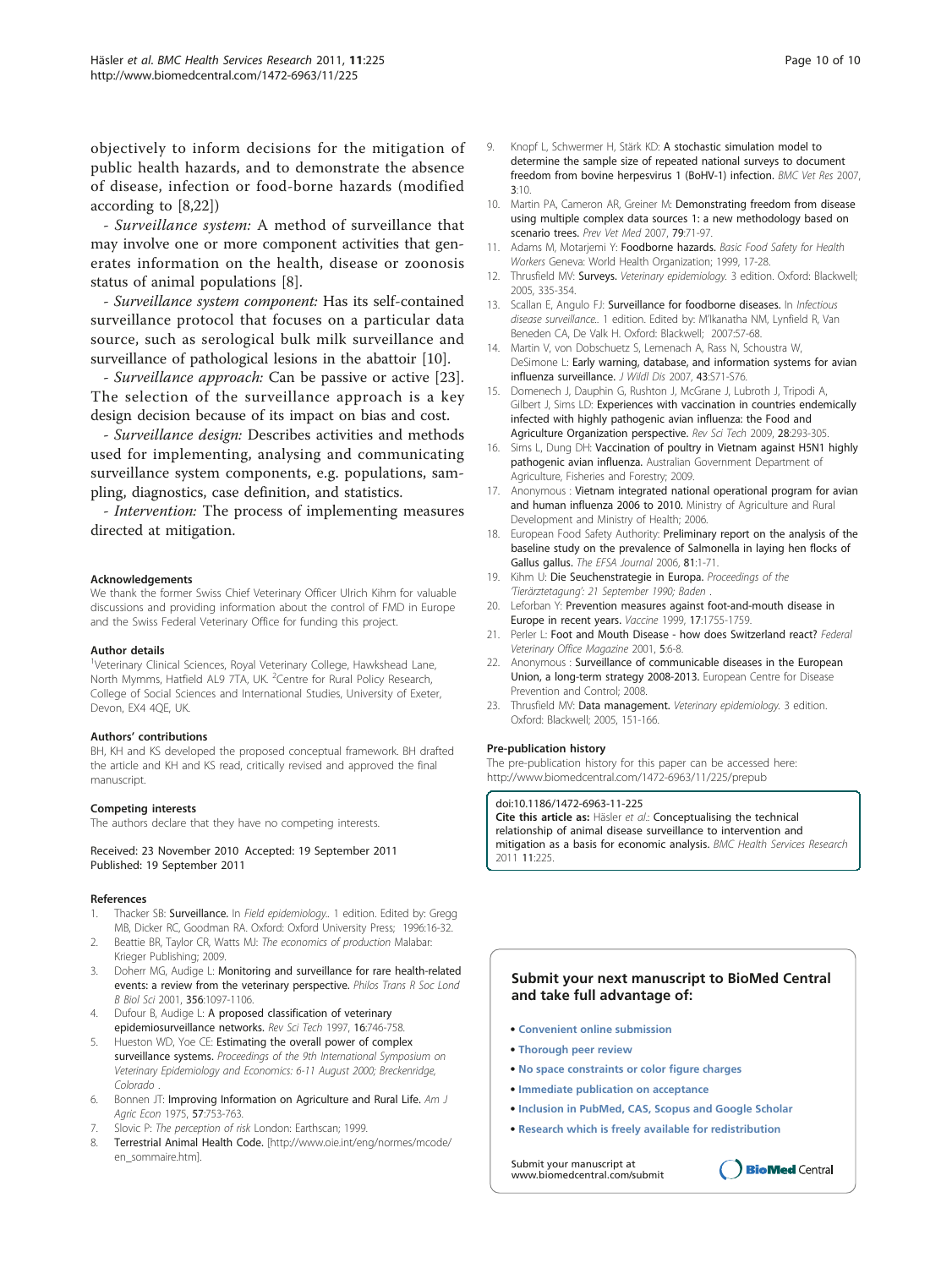objectively to inform decisions for the mitigation of public health hazards, and to demonstrate the absence of disease, infection or food-borne hazards (modified according to [8,22])

- *Surveillance system:* A method of surveillance that may involve one or more component activities that generates information on the health, disease or zoonosis status of animal populations [8].

- *Surveillance system component:* Has its self-contained surveillance protocol that focuses on a particular data source, such as serological bulk milk surveillance and surveillance of pathological lesions in the abattoir [10].

- *Surveillance approach:* Can be passive or active [23]. The selection of the surveillance approach is a key design decision because of its impact on bias and cost.

- *Surveillance design:* Describes activities and methods used for implementing, analysing and communicating surveillance system components, e.g. populations, sampling, diagnostics, case definition, and statistics.

- *Intervention:* The process of implementing measures directed at mitigation.

#### Acknowledgements

We thank the former Swiss Chief Veterinary Officer Ulrich Kihm for valuable discussions and providing information about the control of FMD in Europe and the Swiss Federal Veterinary Office for funding this project.

#### Author details

[1]Veterinary Clinical Sciences, Royal Veterinary College, Hawkshead Lane, North Mymms, Hatfield AL9 7TA, UK. [2]Centre for Rural Policy Research, College of Social Sciences and International Studies, University of Exeter, Devon, EX4 4QE, UK.

#### Authors' contributions

BH, KH and KS developed the proposed conceptual framework. BH drafted the article and KH and KS read, critically revised and approved the final manuscript.

#### Competing interests

The authors declare that they have no competing interests.

Received: 23 November 2010 Accepted: 19 September 2011
Published: 19 September 2011

#### References

1. Thacker SB: **Surveillance.** In *Field epidemiology.*. 1 edition. Edited by: Gregg MB, Dicker RC, Goodman RA. Oxford: Oxford University Press; 1996:16-32.
2. Beattie BR, Taylor CR, Watts MJ: *The economics of production* Malabar: Krieger Publishing; 2009.
3. Doherr MG, Audige L: **Monitoring and surveillance for rare health-related events: a review from the veterinary perspective.** *Philos Trans R Soc Lond B Biol Sci* 2001, **356**:1097-1106.
4. Dufour B, Audige L: **A proposed classification of veterinary epidemiosurveillance networks.** *Rev Sci Tech* 1997, **16**:746-758.
5. Hueston WD, Yoe CE: **Estimating the overall power of complex surveillance systems.** *Proceedings of the 9th International Symposium on Veterinary Epidemiology and Economics: 6-11 August 2000; Breckenridge, Colorado* .
6. Bonnen JT: **Improving Information on Agriculture and Rural Life.** *Am J Agric Econ* 1975, **57**:753-763.
7. Slovic P: *The perception of risk* London: Earthscan; 1999.
8. **Terrestrial Animal Health Code.** [http://www.oie.int/eng/normes/mcode/en_sommaire.htm].
9. Knopf L, Schwermer H, Stärk KD: **A stochastic simulation model to determine the sample size of repeated national surveys to document freedom from bovine herpesvirus 1 (BoHV-1) infection.** *BMC Vet Res* 2007, **3**:10.
10. Martin PA, Cameron AR, Greiner M: **Demonstrating freedom from disease using multiple complex data sources 1: a new methodology based on scenario trees.** *Prev Vet Med* 2007, **79**:71-97.
11. Adams M, Motarjemi Y: **Foodborne hazards.** *Basic Food Safety for Health Workers* Geneva: World Health Organization; 1999, 17-28.
12. Thrusfield MV: **Surveys.** *Veterinary epidemiology.* 3 edition. Oxford: Blackwell; 2005, 335-354.
13. Scallan E, Angulo FJ: **Surveillance for foodborne diseases.** In *Infectious disease surveillance.*. 1 edition. Edited by: M'Ikanatha NM, Lynfield R, Van Beneden CA, De Valk H. Oxford: Blackwell; 2007:57-68.
14. Martin V, von Dobschuetz S, Lemenach A, Rass N, Schoustra W, DeSimone L: **Early warning, database, and information systems for avian influenza surveillance.** *J Wildl Dis* 2007, **43**:S71-S76.
15. Domenech J, Dauphin G, Rushton J, McGrane J, Lubroth J, Tripodi A, Gilbert J, Sims LD: **Experiences with vaccination in countries endemically infected with highly pathogenic avian influenza: the Food and Agriculture Organization perspective.** *Rev Sci Tech* 2009, **28**:293-305.
16. Sims L, Dung DH: **Vaccination of poultry in Vietnam against H5N1 highly pathogenic avian influenza.** Australian Government Department of Agriculture, Fisheries and Forestry; 2009.
17. Anonymous : **Vietnam integrated national operational program for avian and human influenza 2006 to 2010.** Ministry of Agriculture and Rural Development and Ministry of Health; 2006.
18. European Food Safety Authority: **Preliminary report on the analysis of the baseline study on the prevalence of Salmonella in laying hen flocks of Gallus gallus.** *The EFSA Journal* 2006, **81**:1-71.
19. Kihm U: **Die Seuchenstrategie in Europa.** *Proceedings of the 'Tierärztetagung': 21 September 1990; Baden* .
20. Leforban Y: **Prevention measures against foot-and-mouth disease in Europe in recent years.** *Vaccine* 1999, **17**:1755-1759.
21. Perler L: **Foot and Mouth Disease - how does Switzerland react?** *Federal Veterinary Office Magazine* 2001, **5**:6-8.
22. Anonymous : **Surveillance of communicable diseases in the European Union, a long-term strategy 2008-2013.** European Centre for Disease Prevention and Control; 2008.
23. Thrusfield MV: **Data management.** *Veterinary epidemiology.* 3 edition. Oxford: Blackwell; 2005, 151-166.

#### Pre-publication history

The pre-publication history for this paper can be accessed here:
http://www.biomedcentral.com/1472-6963/11/225/prepub

doi:10.1186/1472-6963-11-225
**Cite this article as:** Häsler *et al.*: Conceptualising the technical relationship of animal disease surveillance to intervention and mitigation as a basis for economic analysis. *BMC Health Services Research* 2011 **11**:225.